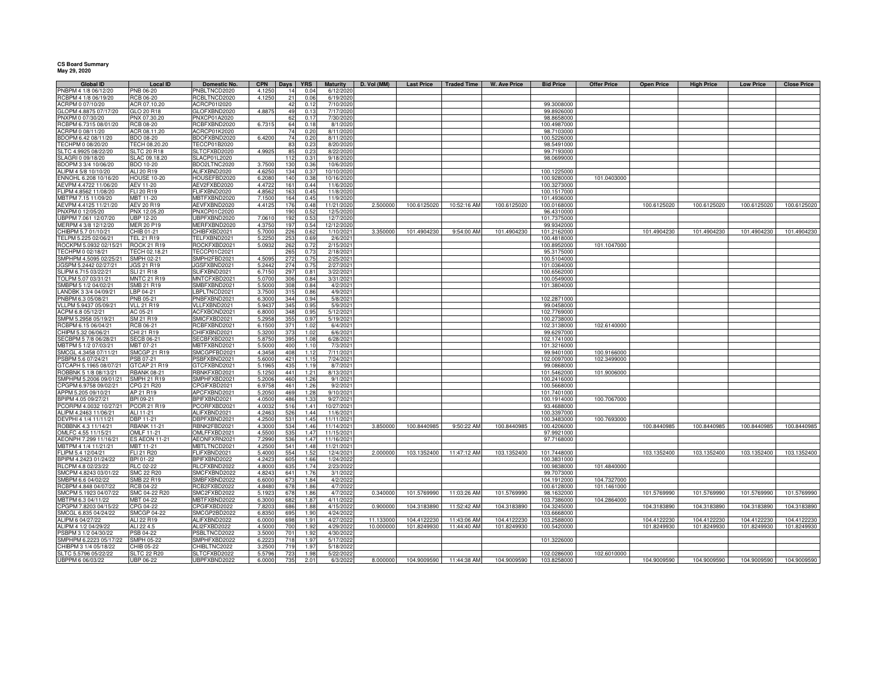**CS Board Summary**
**May 29, 2020**

| Global ID | Local ID | Domestic No. | CPN | Days | YRS | Maturity | D. Vol (MM) | Last Price | Traded Time | W. Ave Price | Bid Price | Offer Price | Open Price | High Price | Low Price | Close Price |
|---|---|---|---|---|---|---|---|---|---|---|---|---|---|---|---|---|
| PNBPM 4 1/8 06/12/20 | PNB 06-20 | PNBLTNCD2020 | 4.1250 | 14 | 0.04 | 6/12/2020 | | | | | | | | | | |
| RCBPM 4 1/8 06/19/20 | RCB 06-20 | RCBLTNCD2020 | 4.1250 | 21 | 0.06 | 6/19/2020 | | | | | | | | | | |
| ACRPM 0 07/10/20 | ACR 07.10.20 | ACRCP01I2020 | | 42 | 0.12 | 7/10/2020 | | | | | 99.3008000 | | | | | |
| GLOPM 4.8875 07/17/20 | GLO 20 R18 | GLOFXBND2020 | 4.8875 | 49 | 0.13 | 7/17/2020 | | | | | 99.8926000 | | | | | |
| PNXPM 0 07/30/20 | PNX 07.30.20 | PNXCP01A2020 | | 62 | 0.17 | 7/30/2020 | | | | | 98.8658000 | | | | | |
| RCBPM 6.7315 08/01/20 | RCB 08-20 | RCBFXBND2020 | 6.7315 | 64 | 0.18 | 8/1/2020 | | | | | 100.4987000 | | | | | |
| ACRPM 0 08/11/20 | ACR 08.11.20 | ACRCP01K2020 | | 74 | 0.20 | 8/11/2020 | | | | | 98.7103000 | | | | | |
| BDOPM 6.42 08/11/20 | BDO 08-20 | BDOFXBND2020 | 6.4200 | 74 | 0.20 | 8/11/2020 | | | | | 100.5226000 | | | | | |
| TECHPM 0 08/20/20 | TECH 08.20.20 | TECCP01B2020 | | 83 | 0.23 | 8/20/2020 | | | | | 98.5491000 | | | | | |
| SLTC 4.9925 08/22/20 | SLTC 20 R18 | SLTCFXBD2020 | 4.9925 | 85 | 0.23 | 8/22/2020 | | | | | 99.7193000 | | | | | |
| SLAGRI 0 09/18/20 | SLAC 09.18.20 | SLACP01L2020 | | 112 | 0.31 | 9/18/2020 | | | | | 98.0699000 | | | | | |
| BDOPM 3 3/4 10/06/20 | BDO 10-20 | BDO2LTNC2020 | 3.7500 | 130 | 0.36 | 10/6/2020 | | | | | | | | | | |
| ALIPM 4 5/8 10/10/20 | ALI 20 R19 | ALIFXBND2020 | 4.6250 | 134 | 0.37 | 10/10/2020 | | | | | 100.1225000 | | | | | |
| ENNOHL 6.208 10/16/20 | HOUSE 10-20 | HOUSEFBD2020 | 6.2080 | 140 | 0.38 | 10/16/2020 | | | | | 100.9280000 | 101.0403000 | | | | |
| AEVPM 4.4722 11/06/20 | AEV 11-20 | AEV2FXBD2020 | 4.4722 | 161 | 0.44 | 11/6/2020 | | | | | 100.3273000 | | | | | |
| FLIPM 4.8562 11/08/20 | FLI 20 R19 | FLIFXBND2020 | 4.8562 | 163 | 0.45 | 11/8/2020 | | | | | 100.1517000 | | | | | |
| MBTPM 7.15 11/09/20 | MBT 11-20 | MBTFXBND2020 | 7.1500 | 164 | 0.45 | 11/9/2020 | | | | | 101.4936000 | | | | | |
| AEVPM 4.4125 11/21/20 | AEV 20 R19 | AEVFXBND2020 | 4.4125 | 176 | 0.48 | 11/21/2020 | 2.500000 | 100.6125020 | 10:52:16 AM | 100.6125020 | 100.0168000 | | 100.6125020 | 100.6125020 | 100.6125020 | 100.6125020 |
| PNXPM 0 12/05/20 | PNX 12.05.20 | PNXCP01C2020 | | 190 | 0.52 | 12/5/2020 | | | | | 96.4310000 | | | | | |
| UBPPM 7.061 12/07/20 | UBP 12-20 | UBPFXBND2020 | 7.0610 | 192 | 0.53 | 12/7/2020 | | | | | 101.7375000 | | | | | |
| MERPM 4 3/8 12/12/20 | MER 20 P19 | MERFXBND2020 | 4.3750 | 197 | 0.54 | 12/12/2020 | | | | | 99.9342000 | | | | | |
| CHIBPM 5.7 01/10/21 | CHIB 01-21 | CHIBFXBD2021 | 5.7000 | 226 | 0.62 | 1/10/2021 | 3.350000 | 101.4904230 | 9:54:00 AM | 101.4904230 | 101.2162000 | | 101.4904230 | 101.4904230 | 101.4904230 | 101.4904230 |
| TELPM 5.225 02/06/21 | TEL 21 R19 | TELFXBND2021 | 5.2250 | 253 | 0.69 | 2/6/2021 | | | | | 100.4818000 | | | | | |
| ROCKPM 5.0932 02/15/21 | ROCK 21 R19 | ROCKFXBD2021 | 5.0932 | 262 | 0.72 | 2/15/2021 | | | | | 100.8952000 | 101.1047000 | | | | |
| TECHPM 0 02/18/21 | TECH 02.18.21 | TECCP01C2021 | | 265 | 0.73 | 2/18/2021 | | | | | 95.3175000 | | | | | |
| SMPHPM 4.5095 02/25/21 | SMPH 02-21 | SMPH2FBD2021 | 4.5095 | 272 | 0.75 | 2/25/2021 | | | | | 100.5104000 | | | | | |
| JGSPM 5.2442 02/27/21 | JGS 21 R19 | JGSFXBND2021 | 5.2442 | 274 | 0.75 | 2/27/2021 | | | | | 101.0364000 | | | | | |
| SLIPM 6.715 03/22/21 | SLI 21 R18 | SLIFXBND2021 | 6.7150 | 297 | 0.81 | 3/22/2021 | | | | | 100.6562000 | | | | | |
| TOLPM 5.07 03/31/21 | MNTC 21 R19 | MNTCFXBD2021 | 5.0700 | 306 | 0.84 | 3/31/2021 | | | | | 100.0549000 | | | | | |
| SMBPM 5 1/2 04/02/21 | SMB 21 R19 | SMBFXBND2021 | 5.5000 | 308 | 0.84 | 4/2/2021 | | | | | 101.3804000 | | | | | |
| LANDBK 3 3/4 04/09/21 | LBP 04-21 | LBPLTNCD2021 | 3.7500 | 315 | 0.86 | 4/9/2021 | | | | | | | | | | |
| PNBPM 6.3 05/08/21 | PNB 05-21 | PNBFXBND2021 | 6.3000 | 344 | 0.94 | 5/8/2021 | | | | | 102.2871000 | | | | | |
| VLLPM 5.9437 05/09/21 | VLL 21 R19 | VLLFXBND2021 | 5.9437 | 345 | 0.95 | 5/9/2021 | | | | | 99.0458000 | | | | | |
| ACPM 6.8 05/12/21 | AC 05-21 | ACFXBOND2021 | 6.8000 | 348 | 0.95 | 5/12/2021 | | | | | 102.7769000 | | | | | |
| SMPM 5.2958 05/19/21 | SM 21 R19 | SMICFXBD2021 | 5.2958 | 355 | 0.97 | 5/19/2021 | | | | | 100.2738000 | | | | | |
| RCBPM 6.15 06/04/21 | RCB 06-21 | RCBFXBND2021 | 6.1500 | 371 | 1.02 | 6/4/2021 | | | | | 102.3138000 | 102.6140000 | | | | |
| CHIPM 5.32 06/06/21 | CHI 21 R19 | CHIFXBND2021 | 5.3200 | 373 | 1.02 | 6/6/2021 | | | | | 99.6297000 | | | | | |
| SECBPM 5 7/8 06/28/21 | SECB 06-21 | SECBFXBD2021 | 5.8750 | 395 | 1.08 | 6/28/2021 | | | | | 102.1741000 | | | | | |
| MBTPM 5 1/2 07/03/21 | MBT 07-21 | MBTFXBND2021 | 5.5000 | 400 | 1.10 | 7/3/2021 | | | | | 101.3216000 | | | | | |
| SMCGL 4.3458 07/11/21 | SMCGP 21 R19 | SMCGPFBD2021 | 4.3458 | 408 | 1.12 | 7/11/2021 | | | | | 99.9401000 | 100.9166000 | | | | |
| PSBPM 5.6 07/24/21 | PSB 07-21 | PSBFXBND2021 | 5.6000 | 421 | 1.15 | 7/24/2021 | | | | | 102.0097000 | 102.3499000 | | | | |
| GTCAPH 5.1965 08/07/21 | GTCAP 21 R19 | GTCFXBND2021 | 5.1965 | 435 | 1.19 | 8/7/2021 | | | | | 99.0868000 | | | | | |
| ROBBNK 5 1/8 08/13/21 | RBANK 08-21 | RBNKFXBD2021 | 5.1250 | 441 | 1.21 | 8/13/2021 | | | | | 101.5462000 | 101.9006000 | | | | |
| SMPHPM 5.2006 09/01/21 | SMPH 21 R19 | SMPHFXBD2021 | 5.2006 | 460 | 1.26 | 9/1/2021 | | | | | 100.2416000 | | | | | |
| CPGPM 6.9758 09/02/21 | CPG 21 R20 | CPGIFXBD2021 | 6.9758 | 461 | 1.26 | 9/2/2021 | | | | | 100.5668000 | | | | | |
| APPM 5.205 09/10/21 | AP 21 R19 | APCFXBND2021 | 5.2050 | 469 | 1.28 | 9/10/2021 | | | | | 101.7401000 | | | | | |
| BPIPM 4.05 09/27/21 | BPI 09-21 | BPIFXBND2021 | 4.0500 | 486 | 1.33 | 9/27/2021 | | | | | 100.1914000 | 100.7067000 | | | | |
| PCORPM 4.0032 10/27/21 | PCOR 21 R19 | PCORFXBD2021 | 4.0032 | 516 | 1.41 | 10/27/2021 | | | | | 93.4688000 | | | | | |
| ALIPM 4.2463 11/06/21 | ALI 11-21 | ALIFXBND2021 | 4.2463 | 526 | 1.44 | 11/6/2021 | | | | | 100.3397000 | | | | | |
| DEVPHI 4 1/4 11/11/21 | DBP 11-21 | DBPFXBND2021 | 4.2500 | 531 | 1.45 | 11/11/2021 | | | | | 100.3483000 | 100.7693000 | | | | |
| ROBBNK 4.3 11/14/21 | RBANK 11-21 | RBNK2FBD2021 | 4.3000 | 534 | 1.46 | 11/14/2021 | 3.850000 | 100.8440985 | 9:50:22 AM | 100.8440985 | 100.4206000 | | 100.8440985 | 100.8440985 | 100.8440985 | 100.8440985 |
| OMLFC 4.55 11/15/21 | OMLF 11-21 | OMLFFXBD2021 | 4.5500 | 535 | 1.47 | 11/15/2021 | | | | | 97.9921000 | | | | | |
| AEONPH 7.299 11/16/21 | ES AEON 11-21 | AEONFXRN2021 | 7.2990 | 536 | 1.47 | 11/16/2021 | | | | | 97.7168000 | | | | | |
| MBTPM 4 1/4 11/21/21 | MBT 11-21 | MBTLTNCD2021 | 4.2500 | 541 | 1.48 | 11/21/2021 | | | | | | | | | | |
| FLIPM 5.4 12/04/21 | FLI 21 R20 | FLIFXBND2021 | 5.4000 | 554 | 1.52 | 12/4/2021 | 2.000000 | 103.1352400 | 11:47:12 AM | 103.1352400 | 101.7448000 | | 103.1352400 | 103.1352400 | 103.1352400 | 103.1352400 |
| BPIPM 4.2423 01/24/22 | BPI 01-22 | BPIFXBND2022 | 4.2423 | 605 | 1.66 | 1/24/2022 | | | | | 100.3831000 | | | | | |
| RLCPM 4.8 02/23/22 | RLC 02-22 | RLCFXBND2022 | 4.8000 | 635 | 1.74 | 2/23/2022 | | | | | 100.9838000 | 101.4840000 | | | | |
| SMCPM 4.8243 03/01/22 | SMC 22 R20 | SMCFXBND2022 | 4.8243 | 641 | 1.76 | 3/1/2022 | | | | | 99.7073000 | | | | | |
| SMBPM 6.6 04/02/22 | SMB 22 R19 | SMBFXBND2022 | 6.6000 | 673 | 1.84 | 4/2/2022 | | | | | 104.1912000 | 104.7327000 | | | | |
| RCBPM 4.848 04/07/22 | RCB 04-22 | RCB2FXBD2022 | 4.8480 | 678 | 1.86 | 4/7/2022 | | | | | 100.6128000 | 101.1461000 | | | | |
| SMCPM 5.1923 04/07/22 | SMC 04-22 R20 | SMC2FXBD2022 | 5.1923 | 678 | 1.86 | 4/7/2022 | 0.340000 | 101.5769990 | 11:03:26 AM | 101.5769990 | 98.1632000 | | 101.5769990 | 101.5769990 | 101.5769990 | 101.5769990 |
| MBTPM 6.3 04/11/22 | MBT 04-22 | MBTFXBND2022 | 6.3000 | 682 | 1.87 | 4/11/2022 | | | | | 103.7386000 | 104.2864000 | | | | |
| CPGPM 7.8203 04/15/22 | CPG 04-22 | CPGIFXBD2022 | 7.8203 | 686 | 1.88 | 4/15/2022 | 0.900000 | 104.3183890 | 11:52:42 AM | 104.3183890 | 104.3245000 | | 104.3183890 | 104.3183890 | 104.3183890 | 104.3183890 |
| SMCGL 6.835 04/24/22 | SMCGP 04-22 | SMCGP2BD2022 | 6.8350 | 695 | 1.90 | 4/24/2022 | | | | | 103.6668000 | | | | | |
| ALIPM 6 04/27/22 | ALI 22 R19 | ALIFXBND2022 | 6.0000 | 698 | 1.91 | 4/27/2022 | 11.133000 | 104.4122230 | 11:43:06 AM | 104.4122230 | 103.2588000 | | 104.4122230 | 104.4122230 | 104.4122230 | 104.4122230 |
| ALIPM 4 1/2 04/29/22 | ALI 22 4.5 | ALI2FXBD2022 | 4.5000 | 700 | 1.92 | 4/29/2022 | 10.000000 | 101.8249930 | 11:44:40 AM | 101.8249930 | 100.5420000 | | 101.8249930 | 101.8249930 | 101.8249930 | 101.8249930 |
| PSBPM 3 1/2 04/30/22 | PSB 04-22 | PSBLTNCD2022 | 3.5000 | 701 | 1.92 | 4/30/2022 | | | | | | | | | | |
| SMPHPM 6.2223 05/17/22 | SMPH 05-22 | SMPHFXBD2022 | 6.2223 | 718 | 1.97 | 5/17/2022 | | | | | 101.3226000 | | | | | |
| CHIBPM 3 1/4 05/18/22 | CHIB 05-22 | CHIBLTNC2022 | 3.2500 | 719 | 1.97 | 5/18/2022 | | | | | | | | | | |
| SLTC 5.5796 05/22/22 | SLTC 22 R20 | SLTCFXBD2022 | 5.5796 | 723 | 1.98 | 5/22/2022 | | | | | 102.0286000 | 102.6010000 | | | | |
| UBPPM 6 06/03/22 | UBP 06-22 | UBPFXBND2022 | 6.0000 | 735 | 2.01 | 6/3/2022 | 8.000000 | 104.9009590 | 11:44:38 AM | 104.9009590 | 103.8258000 | | 104.9009590 | 104.9009590 | 104.9009590 | 104.9009590 |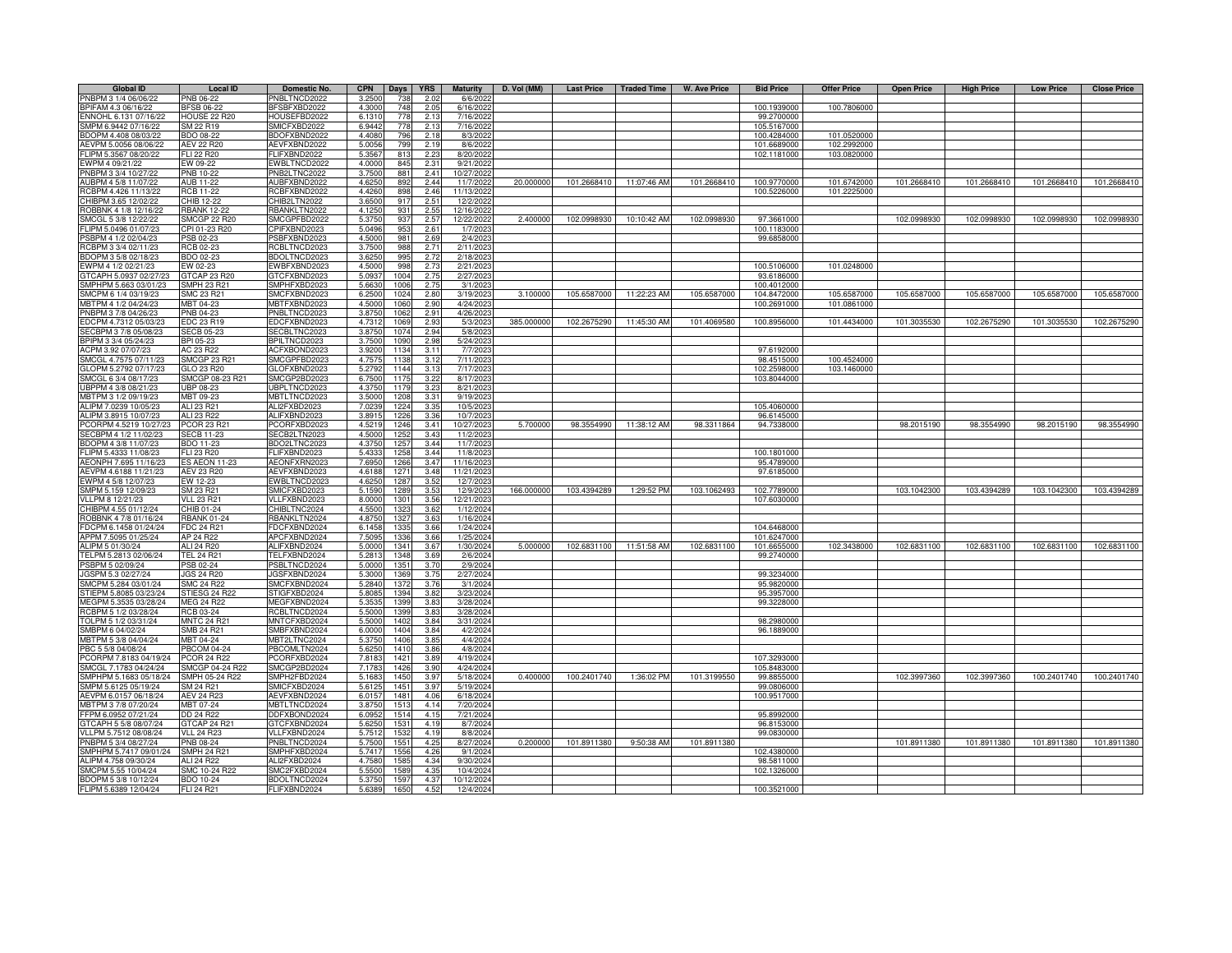| Global ID | Local ID | Domestic No. | CPN | Days | YRS | Maturity | D. Vol (MM) | Last Price | Traded Time | W. Ave Price | Bid Price | Offer Price | Open Price | High Price | Low Price | Close Price |
|---|---|---|---|---|---|---|---|---|---|---|---|---|---|---|---|---|
| PNBPM 3 1/4 06/06/22 | PNB 06-22 | PNBLTNCD2022 | 3.2500 | 738 | 2.02 | 6/6/2022 | | | | | | | | | | |
| BPIFAM 4.3 06/16/22 | BFSB 06-22 | BFSBFXBD2022 | 4.3000 | 748 | 2.05 | 6/16/2022 | | | | | 100.1939000 | 100.7806000 | | | | |
| ENNOHL 6.131 07/16/22 | HOUSE 22 R20 | HOUSEFBD2022 | 6.1310 | 778 | 2.13 | 7/16/2022 | | | | | 99.2700000 | | | | | |
| SMPM 6.9442 07/16/22 | SM 22 R19 | SMICFXBD2022 | 6.9442 | 778 | 2.13 | 7/16/2022 | | | | | 105.5167000 | | | | | |
| BDOPM 4.408 08/03/22 | BDO 08-22 | BDOFXBND2022 | 4.4080 | 796 | 2.18 | 8/3/2022 | | | | | 100.4284000 | 101.0520000 | | | | |
| AEVPM 5.0056 08/06/22 | AEV 22 R20 | AEVFXBND2022 | 5.0056 | 799 | 2.19 | 8/6/2022 | | | | | 101.6689000 | 102.2992000 | | | | |
| FLIPM 5.3567 08/20/22 | FLI 22 R20 | FLIFXBND2022 | 5.3567 | 813 | 2.23 | 8/20/2022 | | | | | 102.1181000 | 103.0820000 | | | | |
| EWPM 4 09/21/22 | EW 09-22 | EWBLTNCD2022 | 4.0000 | 845 | 2.31 | 9/21/2022 | | | | | | | | | | |
| PNBPM 3 3/4 10/27/22 | PNB 10-22 | PNB2LTNC2022 | 3.7500 | 881 | 2.41 | 10/27/2022 | | | | | | | | | | |
| AUBPM 4 5/8 11/07/22 | AUB 11-22 | AUBFXBND2022 | 4.6250 | 892 | 2.44 | 11/7/2022 | 20.000000 | 101.2668410 | 11:07:46 AM | 101.2668410 | 100.9770000 | 101.6742000 | 101.2668410 | 101.2668410 | 101.2668410 | 101.2668410 |
| RCBPM 4.426 11/13/22 | RCB 11-22 | RCBFXBND2022 | 4.4260 | 898 | 2.46 | 11/13/2022 | | | | | 100.5226000 | 101.2225000 | | | | |
| CHIBPM 3.65 12/02/22 | CHIB 12-22 | CHIB2LTN2022 | 3.6500 | 917 | 2.51 | 12/2/2022 | | | | | | | | | | |
| ROBBNK 4 1/8 12/16/22 | RBANK 12-22 | RBANKLTN2022 | 4.1250 | 931 | 2.55 | 12/16/2022 | | | | | | | | | | |
| SMCGL 5 3/8 12/22/22 | SMCGP 22 R20 | SMCGPFBD2022 | 5.3750 | 937 | 2.57 | 12/22/2022 | 2.400000 | 102.0998930 | 10:10:42 AM | 102.0998930 | 97.3661000 | | 102.0998930 | 102.0998930 | 102.0998930 | 102.0998930 |
| FLIPM 5.0496 01/07/23 | CPI 01-23 R20 | CPIFXBND2023 | 5.0496 | 953 | 2.61 | 1/7/2023 | | | | | 100.1183000 | | | | | |
| PSBPM 4 1/2 02/04/23 | PSB 02-23 | PSBFXBND2023 | 4.5000 | 981 | 2.69 | 2/4/2023 | | | | | 99.6858000 | | | | | |
| RCBPM 3 3/4 02/11/23 | RCB 02-23 | RCBLTNCD2023 | 3.7500 | 988 | 2.71 | 2/11/2023 | | | | | | | | | | |
| BDOPM 3 5/8 02/18/23 | BDO 02-23 | BDOLTNCD2023 | 3.6250 | 995 | 2.72 | 2/18/2023 | | | | | | | | | | |
| EWPM 4 1/2 02/21/23 | EW 02-23 | EWBFXBND2023 | 4.5000 | 998 | 2.73 | 2/21/2023 | | | | | 100.5106000 | 101.0248000 | | | | |
| GTCAPH 5.0937 02/27/23 | GTCAP 23 R20 | GTCFXBND2023 | 5.0937 | 1004 | 2.75 | 2/27/2023 | | | | | 93.6186000 | | | | | |
| SMPHPM 5.663 03/01/23 | SMPH 23 R21 | SMPHFXBD2023 | 5.6630 | 1006 | 2.75 | 3/1/2023 | | | | | 100.4012000 | | | | | |
| SMCPM 6 1/4 03/19/23 | SMC 23 R21 | SMCFXBND2023 | 6.2500 | 1024 | 2.80 | 3/19/2023 | 3.100000 | 105.6587000 | 11:22:23 AM | 105.6587000 | 104.8472000 | 105.6587000 | 105.6587000 | 105.6587000 | 105.6587000 | 105.6587000 |
| MBTPM 4 1/2 04/24/23 | MBT 04-23 | MBTFXBND2023 | 4.5000 | 1060 | 2.90 | 4/24/2023 | | | | | 100.2691000 | 101.0861000 | | | | |
| PNBPM 3 7/8 04/26/23 | PNB 04-23 | PNBLTNCD2023 | 3.8750 | 1062 | 2.91 | 4/26/2023 | | | | | | | | | | |
| EDCPM 4.7312 05/03/23 | EDC 23 R19 | EDCFXBND2023 | 4.7312 | 1069 | 2.93 | 5/3/2023 | 385.000000 | 102.2675290 | 11:45:30 AM | 101.4069580 | 100.8956000 | 101.4434000 | 101.3035530 | 102.2675290 | 101.3035530 | 102.2675290 |
| SECBPM 3 7/8 05/08/23 | SECB 05-23 | SECBLTNC2023 | 3.8750 | 1074 | 2.94 | 5/8/2023 | | | | | | | | | | |
| BPIPM 3 3/4 05/24/23 | BPI 05-23 | BPILTNCD2023 | 3.7500 | 1090 | 2.98 | 5/24/2023 | | | | | | | | | | |
| ACPM 3.92 07/07/23 | AC 23 R22 | ACFXBOND2023 | 3.9200 | 1134 | 3.11 | 7/7/2023 | | | | | 97.6192000 | | | | | |
| SMCGL 4.7575 07/11/23 | SMCGP 23 R21 | SMCGPFBD2023 | 4.7575 | 1138 | 3.12 | 7/11/2023 | | | | | 98.4515000 | 100.4524000 | | | | |
| GLOPM 5.2792 07/17/23 | GLO 23 R20 | GLOFXBND2023 | 5.2792 | 1144 | 3.13 | 7/17/2023 | | | | | 102.2598000 | 103.1460000 | | | | |
| SMCGL 6 3/4 08/17/23 | SMCGP 08-23 R21 | SMCGP2BD2023 | 6.7500 | 1175 | 3.22 | 8/17/2023 | | | | | 103.8044000 | | | | | |
| UBPPM 4 3/8 08/21/23 | UBP 08-23 | UBPLTNCD2023 | 4.3750 | 1179 | 3.23 | 8/21/2023 | | | | | | | | | | |
| MBTPM 3 1/2 09/19/23 | MBT 09-23 | MBTLTNCD2023 | 3.5000 | 1208 | 3.31 | 9/19/2023 | | | | | | | | | | |
| ALIPM 7.0239 10/05/23 | ALI 23 R21 | ALI2FXBD2023 | 7.0239 | 1224 | 3.35 | 10/5/2023 | | | | | 105.4060000 | | | | | |
| ALIPM 3.8915 10/07/23 | ALI 23 R22 | ALIFXBND2023 | 3.8915 | 1226 | 3.36 | 10/7/2023 | | | | | 96.6145000 | | | | | |
| PCORPM 4.5219 10/27/23 | PCOR 23 R21 | PCORFXBD2023 | 4.5219 | 1246 | 3.41 | 10/27/2023 | 5.700000 | 98.3554990 | 11:38:12 AM | 98.3311864 | 94.7338000 | | 98.2015190 | 98.3554990 | 98.2015190 | 98.3554990 |
| SECBPM 4 1/2 11/02/23 | SECB 11-23 | SECB2LTN2023 | 4.5000 | 1252 | 3.43 | 11/2/2023 | | | | | | | | | | |
| BDOPM 4 3/8 11/07/23 | BDO 11-23 | BDO2LTNC2023 | 4.3750 | 1257 | 3.44 | 11/7/2023 | | | | | | | | | | |
| FLIPM 5.4333 11/08/23 | FLI 23 R20 | FLIFXBND2023 | 5.4333 | 1258 | 3.44 | 11/8/2023 | | | | | 100.1801000 | | | | | |
| AEONPH 7.695 11/16/23 | ES AEON 11-23 | AEONFXRN2023 | 7.6950 | 1266 | 3.47 | 11/16/2023 | | | | | 95.4789000 | | | | | |
| AEVPM 4.6188 11/21/23 | AEV 23 R20 | AEVFXBND2023 | 4.6188 | 1271 | 3.48 | 11/21/2023 | | | | | 97.6185000 | | | | | |
| EWPM 4 5/8 12/07/23 | EW 12-23 | EWBLTNCD2023 | 4.6250 | 1287 | 3.52 | 12/7/2023 | | | | | | | | | | |
| SMPM 5.159 12/09/23 | SM 23 R21 | SMICFXBD2023 | 5.1590 | 1289 | 3.53 | 12/9/2023 | 166.000000 | 103.4394289 | 1:29:52 PM | 103.1062493 | 102.7789000 | | 103.1042300 | 103.4394289 | 103.1042300 | 103.4394289 |
| VLLPM 8 12/21/23 | VLL 23 R21 | VLLFXBND2023 | 8.0000 | 1301 | 3.56 | 12/21/2023 | | | | | 107.6030000 | | | | | |
| CHIBPM 4.55 01/12/24 | CHIB 01-24 | CHIBLTNC2024 | 4.5500 | 1323 | 3.62 | 1/12/2024 | | | | | | | | | | |
| ROBBNK 4 7/8 01/16/24 | RBANK 01-24 | RBANKLTN2024 | 4.8750 | 1327 | 3.63 | 1/16/2024 | | | | | | | | | | |
| FDCPM 6.1458 01/24/24 | FDC 24 R21 | FDCFXBND2024 | 6.1458 | 1335 | 3.66 | 1/24/2024 | | | | | 104.6468000 | | | | | |
| APPM 7.5095 01/25/24 | AP 24 R22 | APCFXBND2024 | 7.5095 | 1336 | 3.66 | 1/25/2024 | | | | | 101.6247000 | | | | | |
| ALIPM 5 01/30/24 | ALI 24 R20 | ALIFXBND2024 | 5.0000 | 1341 | 3.67 | 1/30/2024 | 5.000000 | 102.6831100 | 11:51:58 AM | 102.6831100 | 101.6655000 | 102.3438000 | 102.6831100 | 102.6831100 | 102.6831100 | 102.6831100 |
| TELPM 5.2813 02/06/24 | TEL 24 R21 | TELFXBND2024 | 5.2813 | 1348 | 3.69 | 2/6/2024 | | | | | 99.2740000 | | | | | |
| PSBPM 5 02/09/24 | PSB 02-24 | PSBLTNCD2024 | 5.0000 | 1351 | 3.70 | 2/9/2024 | | | | | | | | | | |
| JGSPM 5.3 02/27/24 | JGS 24 R20 | JGSFXBND2024 | 5.3000 | 1369 | 3.75 | 2/27/2024 | | | | | 99.3234000 | | | | | |
| SMCPM 5.284 03/01/24 | SMC 24 R22 | SMCFXBND2024 | 5.2840 | 1372 | 3.76 | 3/1/2024 | | | | | 95.9820000 | | | | | |
| STIEPM 5.8085 03/23/24 | STIESG 24 R22 | STIGFXBD2024 | 5.8085 | 1394 | 3.82 | 3/23/2024 | | | | | 95.3957000 | | | | | |
| MEGPM 5.3535 03/28/24 | MEG 24 R22 | MEGFXBND2024 | 5.3535 | 1399 | 3.83 | 3/28/2024 | | | | | 99.3228000 | | | | | |
| RCBPM 5 1/2 03/28/24 | RCB 03-24 | RCBLTNCD2024 | 5.5000 | 1399 | 3.83 | 3/28/2024 | | | | | | | | | | |
| TOLPM 5 1/2 03/31/24 | MNTC 24 R21 | MNTCFXBD2024 | 5.5000 | 1402 | 3.84 | 3/31/2024 | | | | | 98.2980000 | | | | | |
| SMBPM 6 04/02/24 | SMB 24 R21 | SMBFXBND2024 | 6.0000 | 1404 | 3.84 | 4/2/2024 | | | | | 96.1889000 | | | | | |
| MBTPM 5 3/8 04/04/24 | MBT 04-24 | MBT2LTNC2024 | 5.3750 | 1406 | 3.85 | 4/4/2024 | | | | | | | | | | |
| PBC 5 5/8 04/08/24 | PBCOM 04-24 | PBCOMLTN2024 | 5.6250 | 1410 | 3.86 | 4/8/2024 | | | | | | | | | | |
| PCORPM 7.8183 04/19/24 | PCOR 24 R22 | PCORFXBD2024 | 7.8183 | 1421 | 3.89 | 4/19/2024 | | | | | 107.3293000 | | | | | |
| SMCGL 7.1783 04/24/24 | SMCGP 04-24 R22 | SMCGP2BD2024 | 7.1783 | 1426 | 3.90 | 4/24/2024 | | | | | 105.8483000 | | | | | |
| SMPHPM 5.1683 05/18/24 | SMPH 05-24 R22 | SMPH2FBD2024 | 5.1683 | 1450 | 3.97 | 5/18/2024 | 0.400000 | 100.2401740 | 1:36:02 PM | 101.3199550 | 99.8855000 | | 102.3997360 | 102.3997360 | 100.2401740 | 100.2401740 |
| SMPM 5.6125 05/19/24 | SM 24 R21 | SMICFXBD2024 | 5.6125 | 1451 | 3.97 | 5/19/2024 | | | | | 99.0806000 | | | | | |
| AEVPM 6.0157 06/18/24 | AEV 24 R23 | AEVFXBND2024 | 6.0157 | 1481 | 4.06 | 6/18/2024 | | | | | 100.9517000 | | | | | |
| MBTPM 3 7/8 07/20/24 | MBT 07-24 | MBTLTNCD2024 | 3.8750 | 1513 | 4.14 | 7/20/2024 | | | | | | | | | | |
| FFPM 6.0952 07/21/24 | DD 24 R22 | DDFXBOND2024 | 6.0952 | 1514 | 4.15 | 7/21/2024 | | | | | 95.8992000 | | | | | |
| GTCAPH 5 5/8 08/07/24 | GTCAP 24 R21 | GTCFXBND2024 | 5.6250 | 1531 | 4.19 | 8/7/2024 | | | | | 96.8153000 | | | | | |
| VLLPM 5.7512 08/08/24 | VLL 24 R23 | VLLFXBND2024 | 5.7512 | 1532 | 4.19 | 8/8/2024 | | | | | 99.0830000 | | | | | |
| PNBPM 5 3/4 08/27/24 | PNB 08-24 | PNBLTNCD2024 | 5.7500 | 1551 | 4.25 | 8/27/2024 | 0.200000 | 101.8911380 | 9:50:38 AM | 101.8911380 | | | 101.8911380 | 101.8911380 | 101.8911380 | 101.8911380 |
| SMPHPM 5.7417 09/01/24 | SMPH 24 R21 | SMPHFXBD2024 | 5.7417 | 1556 | 4.26 | 9/1/2024 | | | | | 102.4380000 | | | | | |
| ALIPM 4.758 09/30/24 | ALI 24 R22 | ALI2FXBD2024 | 4.7580 | 1585 | 4.34 | 9/30/2024 | | | | | 98.5811000 | | | | | |
| SMCPM 5.55 10/04/24 | SMC 10-24 R22 | SMC2FXBD2024 | 5.5500 | 1589 | 4.35 | 10/4/2024 | | | | | 102.1326000 | | | | | |
| BDOPM 5 3/8 10/12/24 | BDO 10-24 | BDOLTNCD2024 | 5.3750 | 1597 | 4.37 | 10/12/2024 | | | | | | | | | | |
| FLIPM 5.6389 12/04/24 | FLI 24 R21 | FLIFXBND2024 | 5.6389 | 1650 | 4.52 | 12/4/2024 | | | | | 100.3521000 | | | | | |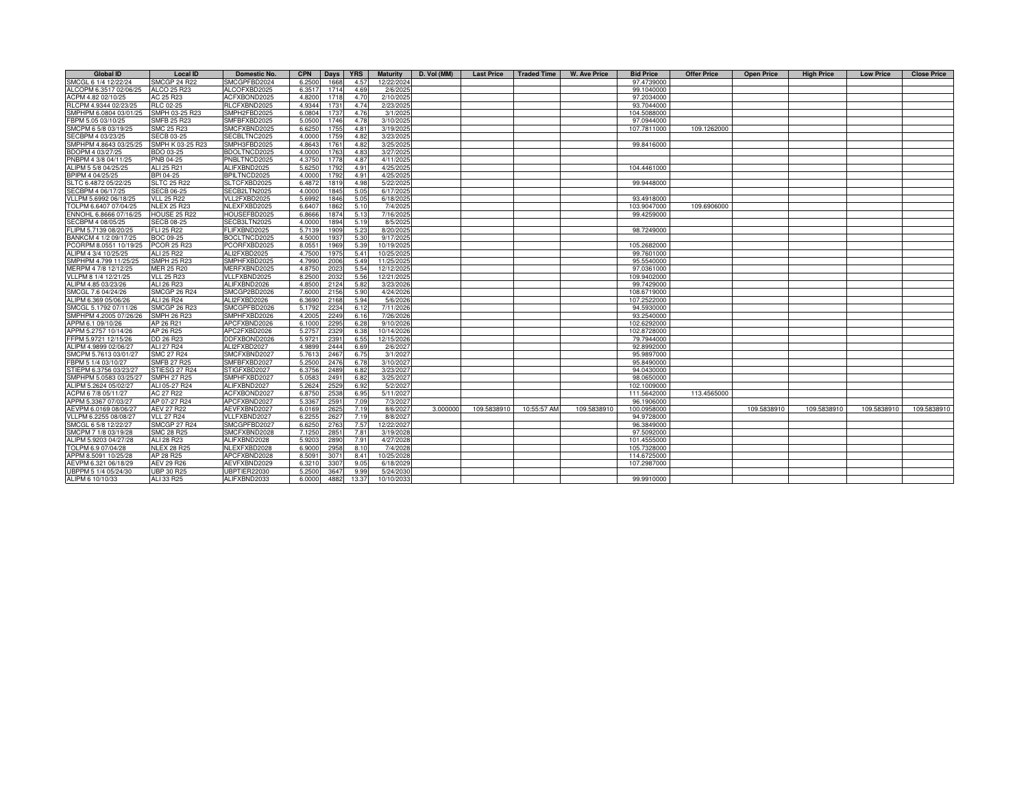| Global ID | Local ID | Domestic No. | CPN | Days | YRS | Maturity | D. Vol (MM) | Last Price | Traded Time | W. Ave Price | Bid Price | Offer Price | Open Price | High Price | Low Price | Close Price |
|---|---|---|---|---|---|---|---|---|---|---|---|---|---|---|---|---|
| SMCGL 6 1/4 12/22/24 | SMCGP 24 R22 | SMCGPFBD2024 | 6.2500 | 1668 | 4.57 | 12/22/2024 | | | | | 97.4739000 | | | | | |
| ALCOPM 6.3517 02/06/25 | ALCO 25 R23 | ALCOFXBD2025 | 6.3517 | 1714 | 4.69 | 2/6/2025 | | | | | 99.1040000 | | | | | |
| ACPM 4.82 02/10/25 | AC 25 R23 | ACFXBOND2025 | 4.8200 | 1718 | 4.70 | 2/10/2025 | | | | | 97.2034000 | | | | | |
| RLCPM 4.9344 02/23/25 | RLC 02-25 | RLCFXBND2025 | 4.9344 | 1731 | 4.74 | 2/23/2025 | | | | | 93.7044000 | | | | | |
| SMPHPM 6.0804 03/01/25 | SMPH 03-25 R23 | SMPH2FBD2025 | 6.0804 | 1737 | 4.76 | 3/1/2025 | | | | | 104.5088000 | | | | | |
| FBPM 5.05 03/10/25 | SMFB 25 R23 | SMFBFXBD2025 | 5.0500 | 1746 | 4.78 | 3/10/2025 | | | | | 97.0944000 | | | | | |
| SMCPM 6 5/8 03/19/25 | SMC 25 R23 | SMCFXBND2025 | 6.6250 | 1755 | 4.81 | 3/19/2025 | | | | | 107.7811000 | 109.1262000 | | | | |
| SECBPM 4 03/23/25 | SECB 03-25 | SECBLTNC2025 | 4.0000 | 1759 | 4.82 | 3/23/2025 | | | | | | | | | | |
| SMPHPM 4.8643 03/25/25 | SMPH K 03-25 R23 | SMPH3FBD2025 | 4.8643 | 1761 | 4.82 | 3/25/2025 | | | | | 99.8416000 | | | | | |
| BDOPM 4 03/27/25 | BDO 03-25 | BDOLTNCD2025 | 4.0000 | 1763 | 4.83 | 3/27/2025 | | | | | | | | | | |
| PNBPM 4 3/8 04/11/25 | PNB 04-25 | PNBLTNCD2025 | 4.3750 | 1778 | 4.87 | 4/11/2025 | | | | | | | | | | |
| ALIPM 5 5/8 04/25/25 | ALI 25 R21 | ALIFXBND2025 | 5.6250 | 1792 | 4.91 | 4/25/2025 | | | | | 104.4461000 | | | | | |
| BPIPM 4 04/25/25 | BPI 04-25 | BPILTNCD2025 | 4.0000 | 1792 | 4.91 | 4/25/2025 | | | | | | | | | | |
| SLTC 6.4872 05/22/25 | SLTC 25 R22 | SLTCFXBD2025 | 6.4872 | 1819 | 4.98 | 5/22/2025 | | | | | 99.9448000 | | | | | |
| SECBPM 4 06/17/25 | SECB 06-25 | SECB2LTN2025 | 4.0000 | 1845 | 5.05 | 6/17/2025 | | | | | | | | | | |
| VLLPM 5.6992 06/18/25 | VLL 25 R22 | VLL2FXBD2025 | 5.6992 | 1846 | 5.05 | 6/18/2025 | | | | | 93.4918000 | | | | | |
| TOLPM 6.6407 07/04/25 | NLEX 25 R23 | NLEXFXBD2025 | 6.6407 | 1862 | 5.10 | 7/4/2025 | | | | | 103.9047000 | 109.6906000 | | | | |
| ENNOHL 6.8666 07/16/25 | HOUSE 25 R22 | HOUSEFBD2025 | 6.8666 | 1874 | 5.13 | 7/16/2025 | | | | | 99.4259000 | | | | | |
| SECBPM 4 08/05/25 | SECB 08-25 | SECB3LTN2025 | 4.0000 | 1894 | 5.19 | 8/5/2025 | | | | | | | | | | |
| FLIPM 5.7139 08/20/25 | FLI 25 R22 | FLIFXBND2025 | 5.7139 | 1909 | 5.23 | 8/20/2025 | | | | | 98.7249000 | | | | | |
| BANKCM 4 1/2 09/17/25 | BOC 09-25 | BOCLTNCD2025 | 4.5000 | 1937 | 5.30 | 9/17/2025 | | | | | | | | | | |
| PCORPM 8.0551 10/19/25 | PCOR 25 R23 | PCORFXBD2025 | 8.0551 | 1969 | 5.39 | 10/19/2025 | | | | | 105.2682000 | | | | | |
| ALIPM 4 3/4 10/25/25 | ALI 25 R22 | ALI2FXBD2025 | 4.7500 | 1975 | 5.41 | 10/25/2025 | | | | | 99.7601000 | | | | | |
| SMPHPM 4.799 11/25/25 | SMPH 25 R23 | SMPHFXBD2025 | 4.7990 | 2006 | 5.49 | 11/25/2025 | | | | | 95.5540000 | | | | | |
| MERPM 4 7/8 12/12/25 | MER 25 R20 | MERFXBND2025 | 4.8750 | 2023 | 5.54 | 12/12/2025 | | | | | 97.0361000 | | | | | |
| VLLPM 8 1/4 12/21/25 | VLL 25 R23 | VLLFXBND2025 | 8.2500 | 2032 | 5.56 | 12/21/2025 | | | | | 109.9402000 | | | | | |
| ALIPM 4.85 03/23/26 | ALI 26 R23 | ALIFXBND2026 | 4.8500 | 2124 | 5.82 | 3/23/2026 | | | | | 99.7429000 | | | | | |
| SMCGL 7.6 04/24/26 | SMCGP 26 R24 | SMCGP2BD2026 | 7.6000 | 2156 | 5.90 | 4/24/2026 | | | | | 108.6719000 | | | | | |
| ALIPM 6.369 05/06/26 | ALI 26 R24 | ALI2FXBD2026 | 6.3690 | 2168 | 5.94 | 5/6/2026 | | | | | 107.2522000 | | | | | |
| SMCGL 5.1792 07/11/26 | SMCGP 26 R23 | SMCGPFBD2026 | 5.1792 | 2234 | 6.12 | 7/11/2026 | | | | | 94.5930000 | | | | | |
| SMPHPM 4.2005 07/26/26 | SMPH 26 R23 | SMPHFXBD2026 | 4.2005 | 2249 | 6.16 | 7/26/2026 | | | | | 93.2540000 | | | | | |
| APPM 6.1 09/10/26 | AP 26 R21 | APCFXBND2026 | 6.1000 | 2295 | 6.28 | 9/10/2026 | | | | | 102.6292000 | | | | | |
| APPM 5.2757 10/14/26 | AP 26 R25 | APC2FXBD2026 | 5.2757 | 2329 | 6.38 | 10/14/2026 | | | | | 102.8728000 | | | | | |
| FFPM 5.9721 12/15/26 | DD 26 R23 | DDFXBOND2026 | 5.9721 | 2391 | 6.55 | 12/15/2026 | | | | | 79.7944000 | | | | | |
| ALIPM 4.9899 02/06/27 | ALI 27 R24 | ALI2FXBD2027 | 4.9899 | 2444 | 6.69 | 2/6/2027 | | | | | 92.8992000 | | | | | |
| SMCPM 5.7613 03/01/27 | SMC 27 R24 | SMCFXBND2027 | 5.7613 | 2467 | 6.75 | 3/1/2027 | | | | | 95.9897000 | | | | | |
| FBPM 5 1/4 03/10/27 | SMFB 27 R25 | SMFBFXBD2027 | 5.2500 | 2476 | 6.78 | 3/10/2027 | | | | | 95.8490000 | | | | | |
| STIEPM 6.3756 03/23/27 | STIESG 27 R24 | STIGFXBD2027 | 6.3756 | 2489 | 6.82 | 3/23/2027 | | | | | 94.0430000 | | | | | |
| SMPHPM 5.0583 03/25/27 | SMPH 27 R25 | SMPHFXBD2027 | 5.0583 | 2491 | 6.82 | 3/25/2027 | | | | | 98.0650000 | | | | | |
| ALIPM 5.2624 05/02/27 | ALI 05-27 R24 | ALIFXBND2027 | 5.2624 | 2529 | 6.92 | 5/2/2027 | | | | | 102.1009000 | | | | | |
| ACPM 6 7/8 05/11/27 | AC 27 R22 | ACFXBOND2027 | 6.8750 | 2538 | 6.95 | 5/11/2027 | | | | | 111.5642000 | 113.4565000 | | | | |
| APPM 5.3367 07/03/27 | AP 07-27 R24 | APCFXBND2027 | 5.3367 | 2591 | 7.09 | 7/3/2027 | | | | | 96.1906000 | | | | | |
| AEVPM 6.0169 08/06/27 | AEV 27 R22 | AEVFXBND2027 | 6.0169 | 2625 | 7.19 | 8/6/2027 | 3.000000 | 109.5838910 | 10:55:57 AM | 109.5838910 | 100.0958000 | | 109.5838910 | 109.5838910 | 109.5838910 | 109.5838910 |
| VLLPM 6.2255 08/08/27 | VLL 27 R24 | VLLFXBND2027 | 6.2255 | 2627 | 7.19 | 8/8/2027 | | | | | 94.9728000 | | | | | |
| SMCGL 6 5/8 12/22/27 | SMCGP 27 R24 | SMCGPFBD2027 | 6.6250 | 2763 | 7.57 | 12/22/2027 | | | | | 96.3849000 | | | | | |
| SMCPM 7 1/8 03/19/28 | SMC 28 R25 | SMCFXBND2028 | 7.1250 | 2851 | 7.81 | 3/19/2028 | | | | | 97.5092000 | | | | | |
| ALIPM 5.9203 04/27/28 | ALI 28 R23 | ALIFXBND2028 | 5.9203 | 2890 | 7.91 | 4/27/2028 | | | | | 101.4555000 | | | | | |
| TOLPM 6.9 07/04/28 | NLEX 28 R25 | NLEXFXBD2028 | 6.9000 | 2958 | 8.10 | 7/4/2028 | | | | | 105.7328000 | | | | | |
| APPM 8.5091 10/25/28 | AP 28 R25 | APCFXBND2028 | 8.5091 | 3071 | 8.41 | 10/25/2028 | | | | | 114.6725000 | | | | | |
| AEVPM 6.321 06/18/29 | AEV 29 R26 | AEVFXBND2029 | 6.3210 | 3307 | 9.05 | 6/18/2029 | | | | | 107.2987000 | | | | | |
| UBPPM 5 1/4 05/24/30 | UBP 30 R25 | UBPTIER22030 | 5.2500 | 3647 | 9.99 | 5/24/2030 | | | | | | | | | | |
| ALIPM 6 10/10/33 | ALI 33 R25 | ALIFXBND2033 | 6.0000 | 4882 | 13.37 | 10/10/2033 | | | | | 99.9910000 | | | | | |